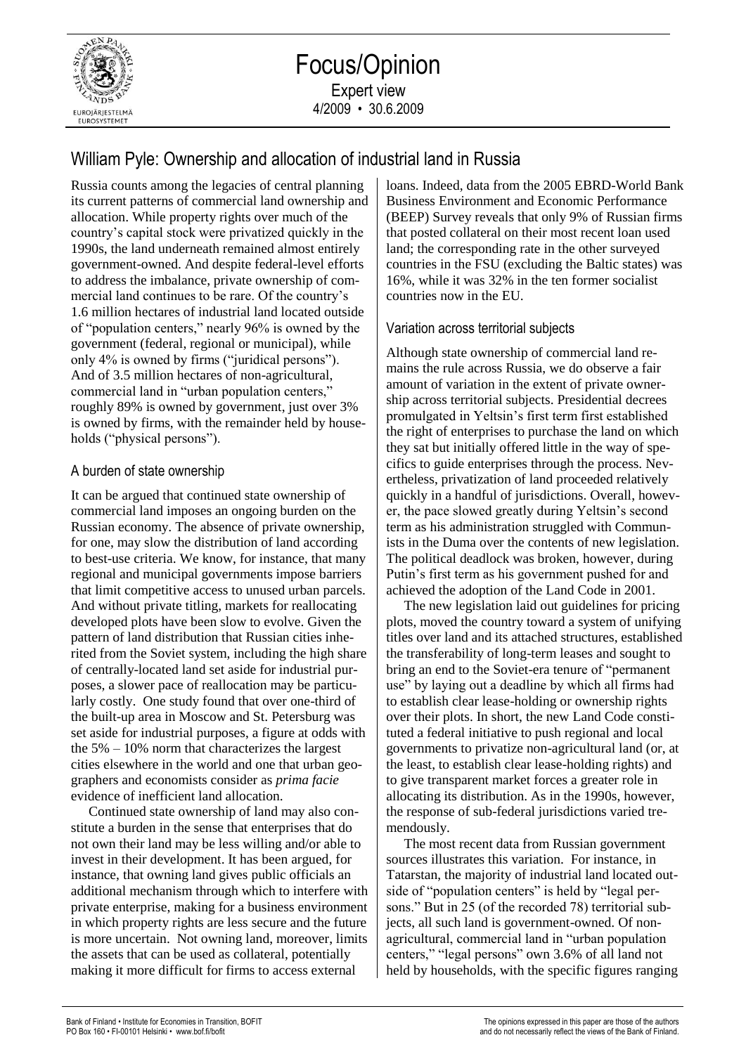# Focus/Opinion

Expert view
4/2009 • 30.6.2009

## William Pyle: Ownership and allocation of industrial land in Russia

Russia counts among the legacies of central planning its current patterns of commercial land ownership and allocation. While property rights over much of the country's capital stock were privatized quickly in the 1990s, the land underneath remained almost entirely government-owned. And despite federal-level efforts to address the imbalance, private ownership of commercial land continues to be rare. Of the country's 1.6 million hectares of industrial land located outside of "population centers," nearly 96% is owned by the government (federal, regional or municipal), while only 4% is owned by firms ("juridical persons"). And of 3.5 million hectares of non-agricultural, commercial land in "urban population centers," roughly 89% is owned by government, just over 3% is owned by firms, with the remainder held by households ("physical persons").

### A burden of state ownership

It can be argued that continued state ownership of commercial land imposes an ongoing burden on the Russian economy. The absence of private ownership, for one, may slow the distribution of land according to best-use criteria. We know, for instance, that many regional and municipal governments impose barriers that limit competitive access to unused urban parcels. And without private titling, markets for reallocating developed plots have been slow to evolve. Given the pattern of land distribution that Russian cities inherited from the Soviet system, including the high share of centrally-located land set aside for industrial purposes, a slower pace of reallocation may be particularly costly. One study found that over one-third of the built-up area in Moscow and St. Petersburg was set aside for industrial purposes, a figure at odds with the 5% – 10% norm that characterizes the largest cities elsewhere in the world and one that urban geographers and economists consider as *prima facie* evidence of inefficient land allocation.

Continued state ownership of land may also constitute a burden in the sense that enterprises that do not own their land may be less willing and/or able to invest in their development. It has been argued, for instance, that owning land gives public officials an additional mechanism through which to interfere with private enterprise, making for a business environment in which property rights are less secure and the future is more uncertain. Not owning land, moreover, limits the assets that can be used as collateral, potentially making it more difficult for firms to access external loans. Indeed, data from the 2005 EBRD-World Bank Business Environment and Economic Performance (BEEP) Survey reveals that only 9% of Russian firms that posted collateral on their most recent loan used land; the corresponding rate in the other surveyed countries in the FSU (excluding the Baltic states) was 16%, while it was 32% in the ten former socialist countries now in the EU.

### Variation across territorial subjects

Although state ownership of commercial land remains the rule across Russia, we do observe a fair amount of variation in the extent of private ownership across territorial subjects. Presidential decrees promulgated in Yeltsin's first term first established the right of enterprises to purchase the land on which they sat but initially offered little in the way of specifics to guide enterprises through the process. Nevertheless, privatization of land proceeded relatively quickly in a handful of jurisdictions. Overall, however, the pace slowed greatly during Yeltsin's second term as his administration struggled with Communists in the Duma over the contents of new legislation. The political deadlock was broken, however, during Putin's first term as his government pushed for and achieved the adoption of the Land Code in 2001.

The new legislation laid out guidelines for pricing plots, moved the country toward a system of unifying titles over land and its attached structures, established the transferability of long-term leases and sought to bring an end to the Soviet-era tenure of "permanent use" by laying out a deadline by which all firms had to establish clear lease-holding or ownership rights over their plots. In short, the new Land Code constituted a federal initiative to push regional and local governments to privatize non-agricultural land (or, at the least, to establish clear lease-holding rights) and to give transparent market forces a greater role in allocating its distribution. As in the 1990s, however, the response of sub-federal jurisdictions varied tremendously.

The most recent data from Russian government sources illustrates this variation. For instance, in Tatarstan, the majority of industrial land located outside of "population centers" is held by "legal persons." But in 25 (of the recorded 78) territorial subjects, all such land is government-owned. Of non-agricultural, commercial land in "urban population centers," "legal persons" own 3.6% of all land not held by households, with the specific figures ranging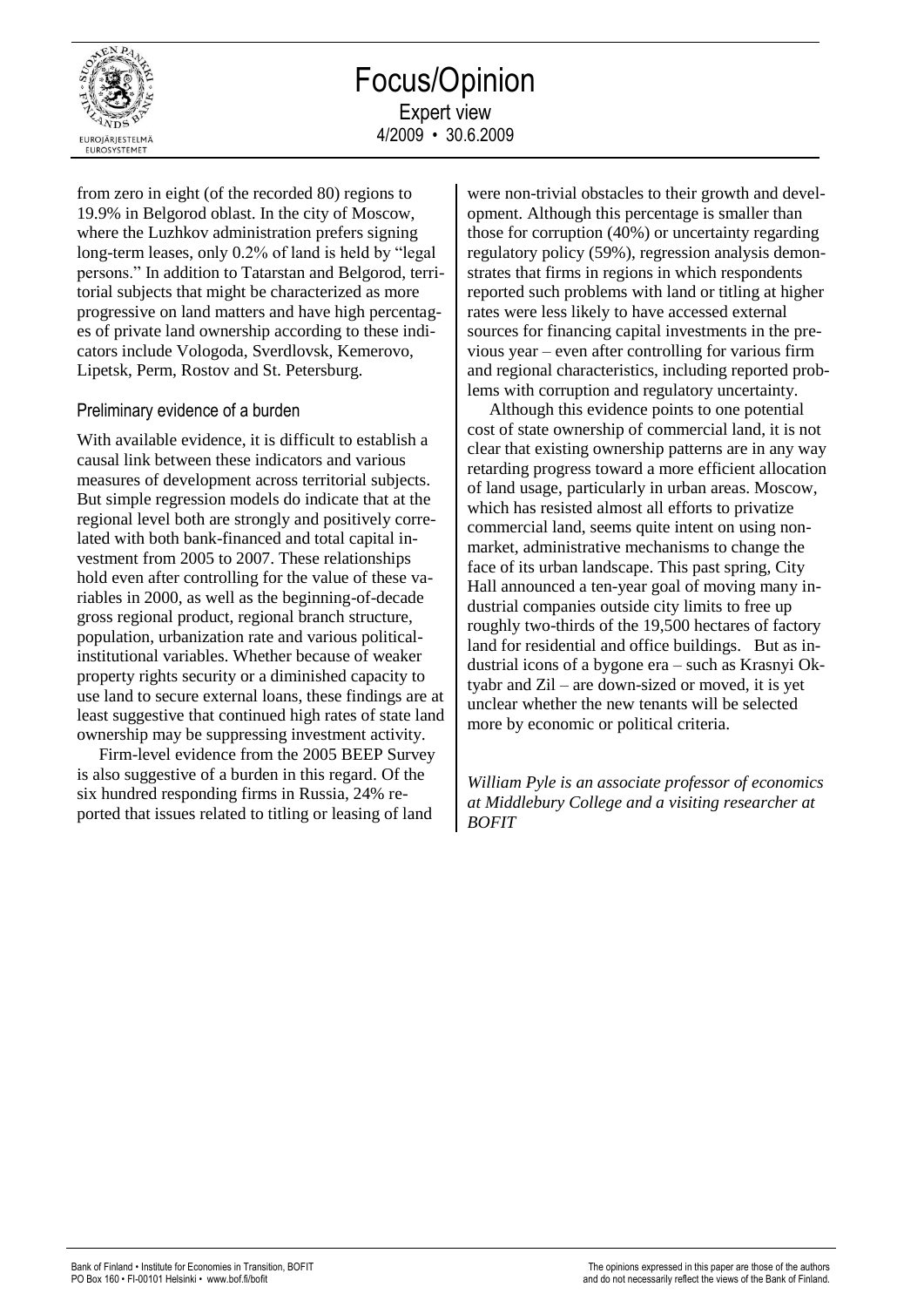from zero in eight (of the recorded 80) regions to 19.9% in Belgorod oblast. In the city of Moscow, where the Luzhkov administration prefers signing long-term leases, only 0.2% of land is held by "legal persons." In addition to Tatarstan and Belgorod, territorial subjects that might be characterized as more progressive on land matters and have high percentages of private land ownership according to these indicators include Vologoda, Sverdlovsk, Kemerovo, Lipetsk, Perm, Rostov and St. Petersburg.

## Preliminary evidence of a burden

With available evidence, it is difficult to establish a causal link between these indicators and various measures of development across territorial subjects. But simple regression models do indicate that at the regional level both are strongly and positively correlated with both bank-financed and total capital investment from 2005 to 2007. These relationships hold even after controlling for the value of these variables in 2000, as well as the beginning-of-decade gross regional product, regional branch structure, population, urbanization rate and various political-institutional variables. Whether because of weaker property rights security or a diminished capacity to use land to secure external loans, these findings are at least suggestive that continued high rates of state land ownership may be suppressing investment activity.

Firm-level evidence from the 2005 BEEP Survey is also suggestive of a burden in this regard. Of the six hundred responding firms in Russia, 24% reported that issues related to titling or leasing of land were non-trivial obstacles to their growth and development. Although this percentage is smaller than those for corruption (40%) or uncertainty regarding regulatory policy (59%), regression analysis demonstrates that firms in regions in which respondents reported such problems with land or titling at higher rates were less likely to have accessed external sources for financing capital investments in the previous year – even after controlling for various firm and regional characteristics, including reported problems with corruption and regulatory uncertainty.

Although this evidence points to one potential cost of state ownership of commercial land, it is not clear that existing ownership patterns are in any way retarding progress toward a more efficient allocation of land usage, particularly in urban areas. Moscow, which has resisted almost all efforts to privatize commercial land, seems quite intent on using non-market, administrative mechanisms to change the face of its urban landscape. This past spring, City Hall announced a ten-year goal of moving many industrial companies outside city limits to free up roughly two-thirds of the 19,500 hectares of factory land for residential and office buildings. But as industrial icons of a bygone era – such as Krasnyi Oktyabr and Zil – are down-sized or moved, it is yet unclear whether the new tenants will be selected more by economic or political criteria.

*William Pyle is an associate professor of economics at Middlebury College and a visiting researcher at BOFIT*